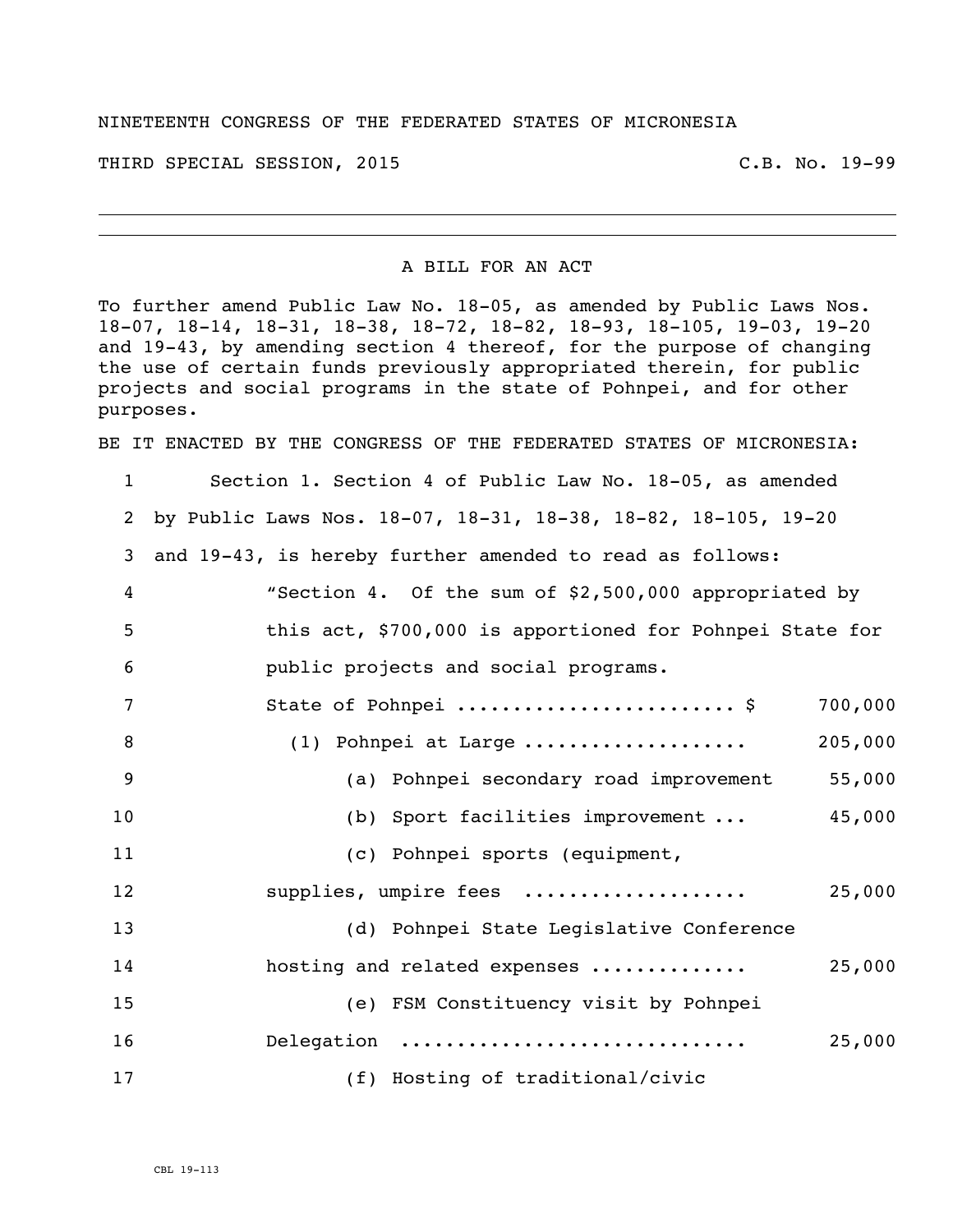NINETEENTH CONGRESS OF THE FEDERATED STATES OF MICRONESIA

THIRD SPECIAL SESSION, 2015 C.B. No. 19-99

# A BILL FOR AN ACT

To further amend Public Law No. 18-05, as amended by Public Laws Nos. 18-07, 18-14, 18-31, 18-38, 18-72, 18-82, 18-93, 18-105, 19-03, 19-20 and 19-43, by amending section 4 thereof, for the purpose of changing the use of certain funds previously appropriated therein, for public projects and social programs in the state of Pohnpei, and for other purposes.

BE IT ENACTED BY THE CONGRESS OF THE FEDERATED STATES OF MICRONESIA:

1 Section 1. Section 4 of Public Law No. 18-05, as amended
2 by Public Laws Nos. 18-07, 18-31, 18-38, 18-82, 18-105, 19-20
3 and 19-43, is hereby further amended to read as follows:
4 "Section 4. Of the sum of $2,500,000 appropriated by
5 this act, $700,000 is apportioned for Pohnpei State for
6 public projects and social programs.

| | | |
|---|---|---|
| 7 | State of Pohnpei ........................ $ | 700,000 |
| 8 | (1) Pohnpei at Large ................... | 205,000 |
| 9 | (a) Pohnpei secondary road improvement | 55,000 |
| 10 | (b) Sport facilities improvement ... | 45,000 |
| 11 | (c) Pohnpei sports (equipment, | |
| 12 | supplies, umpire fees ................... | 25,000 |
| 13 | (d) Pohnpei State Legislative Conference | |
| 14 | hosting and related expenses ............. | 25,000 |
| 15 | (e) FSM Constituency visit by Pohnpei | |
| 16 | Delegation ............................. | 25,000 |
| 17 | (f) Hosting of traditional/civic | |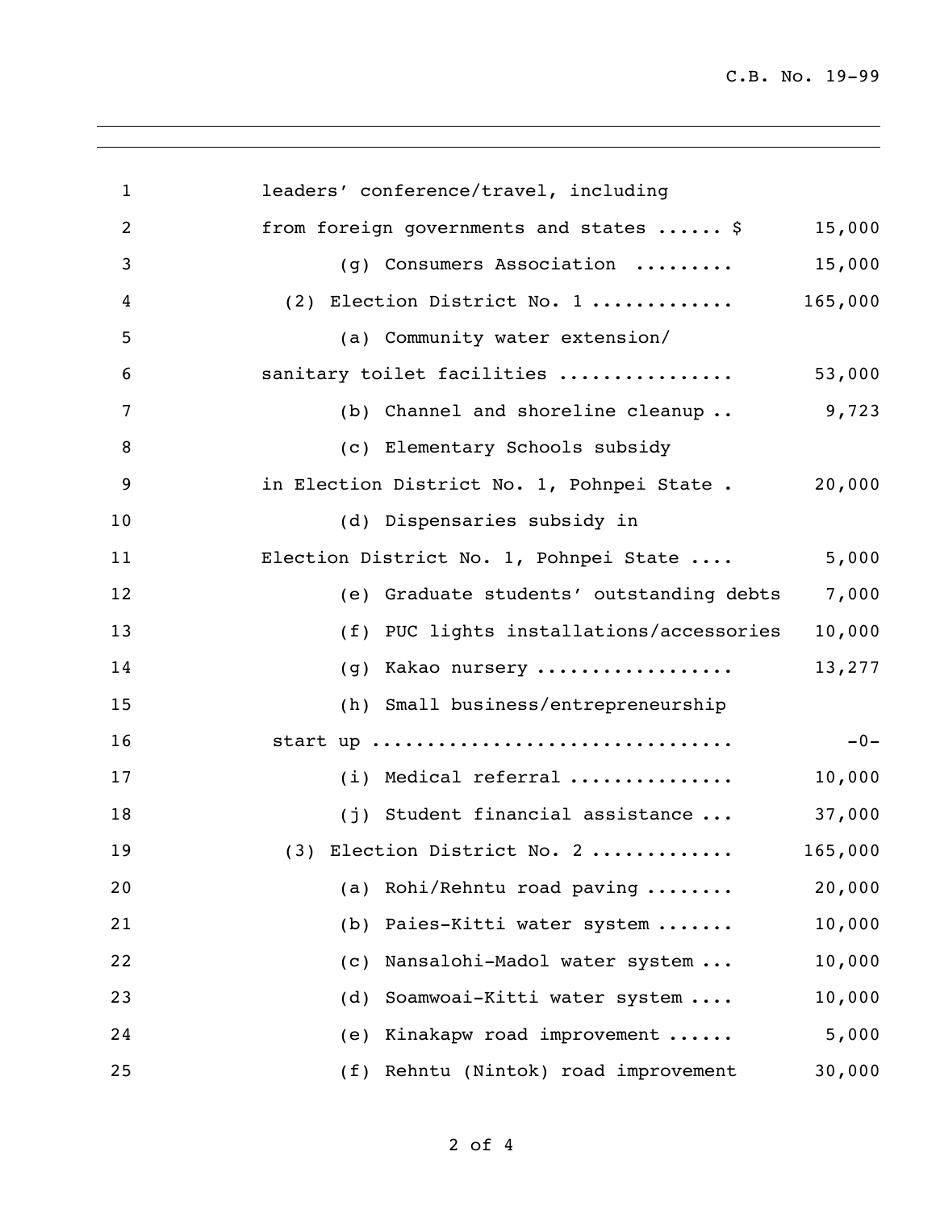leaders' conference/travel, including from foreign governments and states ...... $ 15,000

(g) Consumers Association ......... 15,000

(2) Election District No. 1 ............ 165,000

(a) Community water extension/ sanitary toilet facilities ............... 53,000

(b) Channel and shoreline cleanup .. 9,723

(c) Elementary Schools subsidy in Election District No. 1, Pohnpei State . 20,000

(d) Dispensaries subsidy in Election District No. 1, Pohnpei State .... 5,000

(e) Graduate students' outstanding debts 7,000

(f) PUC lights installations/accessories 10,000

(g) Kakao nursery ................. 13,277

(h) Small business/entrepreneurship start up ................................ -0-

(i) Medical referral .............. 10,000

(j) Student financial assistance ... 37,000

(3) Election District No. 2 ............ 165,000

(a) Rohi/Rehntu road paving ........ 20,000

(b) Paies-Kitti water system ....... 10,000

(c) Nansalohi-Madol water system ... 10,000

(d) Soamwoai-Kitti water system .... 10,000

(e) Kinakapw road improvement ...... 5,000

(f) Rehntu (Nintok) road improvement 30,000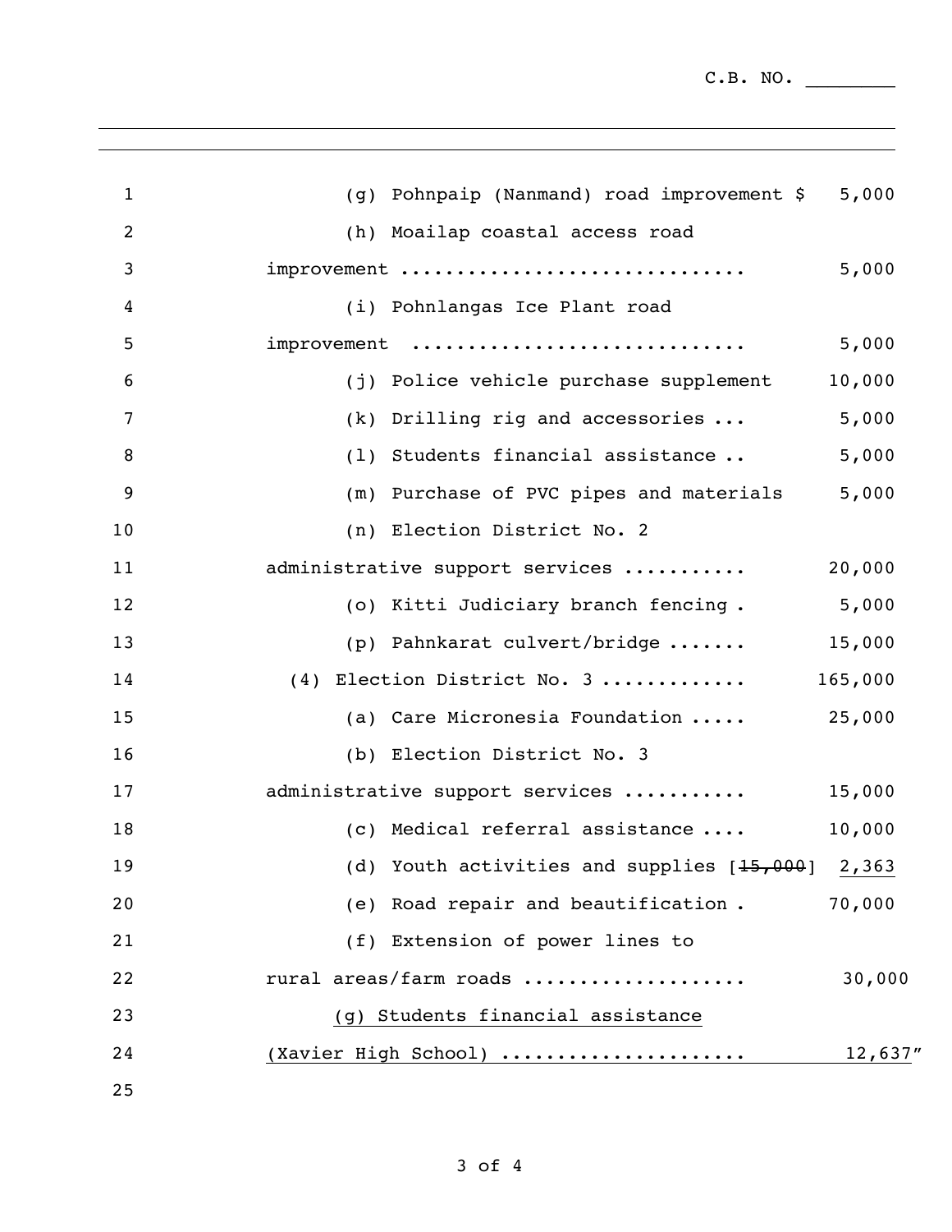(g) Pohnpaip (Nanmand) road improvement $ 5,000

(h) Moailap coastal access road improvement .............................. 5,000

(i) Pohnlangas Ice Plant road improvement .............................. 5,000

(j) Police vehicle purchase supplement 10,000

(k) Drilling rig and accessories ... 5,000

(l) Students financial assistance .. 5,000

(m) Purchase of PVC pipes and materials 5,000

(n) Election District No. 2 administrative support services .......... 20,000

(o) Kitti Judiciary branch fencing . 5,000

(p) Pahnkarat culvert/bridge ....... 15,000

(4) Election District No. 3 ............ 165,000

(a) Care Micronesia Foundation ..... 25,000

(b) Election District No. 3 administrative support services .......... 15,000

(c) Medical referral assistance .... 10,000

(d) Youth activities and supplies [~~15,000~~] <u>2,363</u>

(e) Road repair and beautification . 70,000

(f) Extension of power lines to rural areas/farm roads ................... 30,000

<u>(g) Students financial assistance (Xavier High School) ..................... 12,637</u>"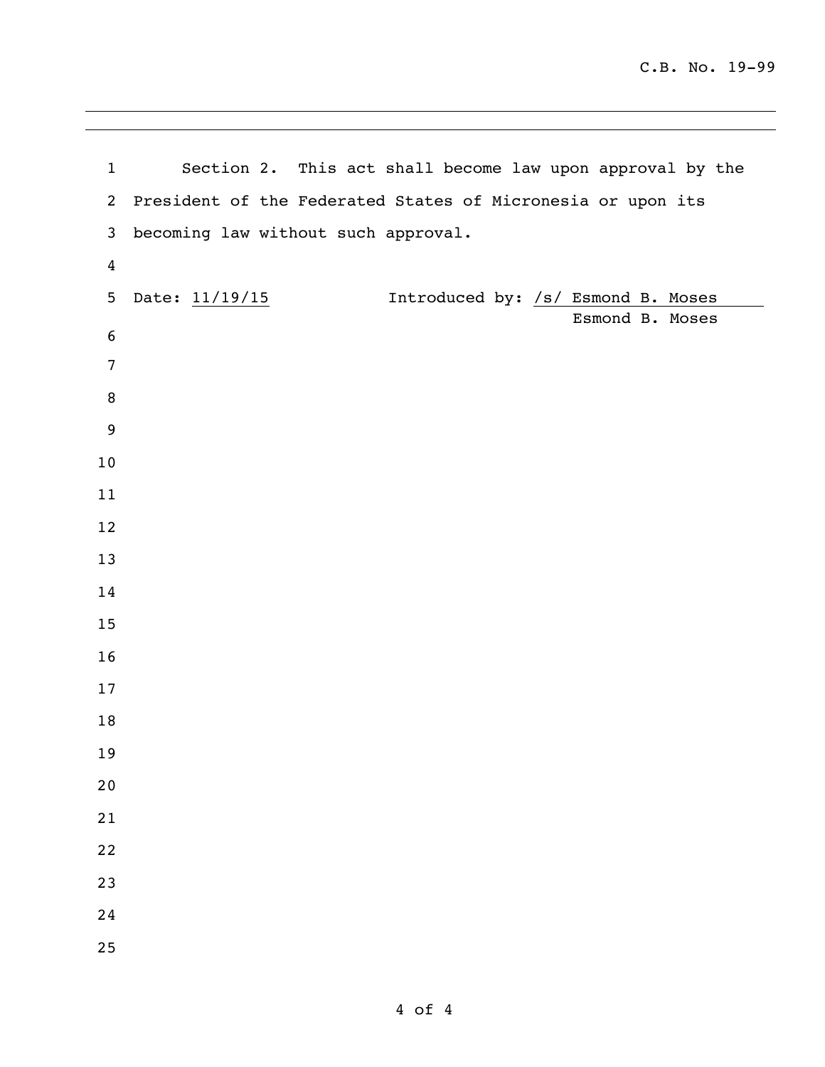Section 2. This act shall become law upon approval by the President of the Federated States of Micronesia or upon its becoming law without such approval.

Date: 11/19/15

Introduced by: /s/ Esmond B. Moses

Esmond B. Moses